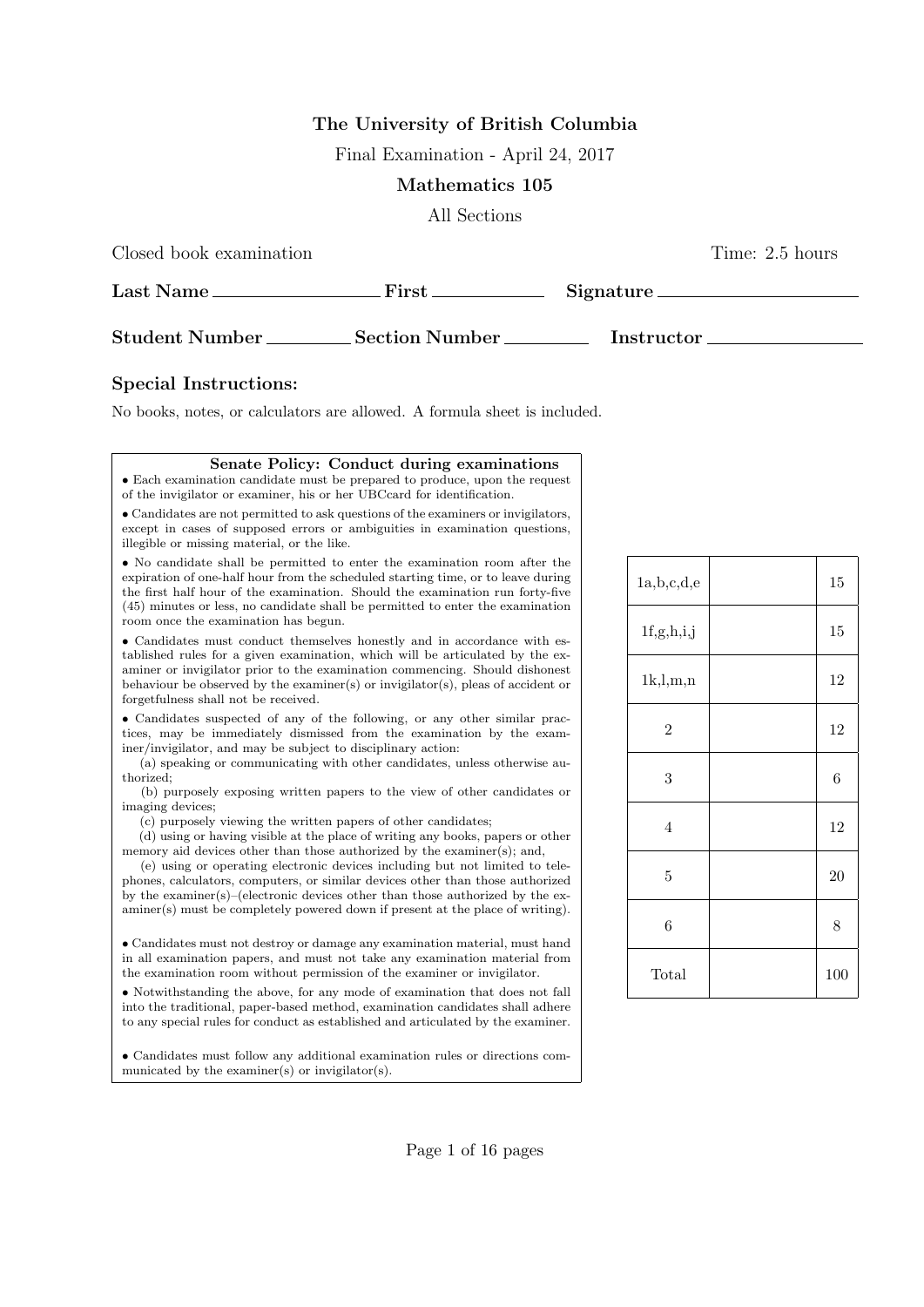# The University of British Columbia

Final Examination - April 24, 2017

## Mathematics 105

All Sections

Closed book examination Time: 2.5 hours

**Last Name** ________________ **First** ____________ **Signature** ________________

**Student Number** ________ **Section Number** ________ **Instructor** ______________

### Special Instructions:

No books, notes, or calculators are allowed. A formula sheet is included.

**Senate Policy: Conduct during examinations**

- Each examination candidate must be prepared to produce, upon the request of the invigilator or examiner, his or her UBCcard for identification.
- Candidates are not permitted to ask questions of the examiners or invigilators, except in cases of supposed errors or ambiguities in examination questions, illegible or missing material, or the like.
- No candidate shall be permitted to enter the examination room after the expiration of one-half hour from the scheduled starting time, or to leave during the first half hour of the examination. Should the examination run forty-five (45) minutes or less, no candidate shall be permitted to enter the examination room once the examination has begun.
- Candidates must conduct themselves honestly and in accordance with established rules for a given examination, which will be articulated by the examiner or invigilator prior to the examination commencing. Should dishonest behaviour be observed by the examiner(s) or invigilator(s), pleas of accident or forgetfulness shall not be received.
- Candidates suspected of any of the following, or any other similar practices, may be immediately dismissed from the examination by the examiner/invigilator, and may be subject to disciplinary action:
  - (a) speaking or communicating with other candidates, unless otherwise authorized;
  - (b) purposely exposing written papers to the view of other candidates or imaging devices;
  - (c) purposely viewing the written papers of other candidates;
  - (d) using or having visible at the place of writing any books, papers or other memory aid devices other than those authorized by the examiner(s); and,
  - (e) using or operating electronic devices including but not limited to telephones, calculators, computers, or similar devices other than those authorized by the examiner(s)–(electronic devices other than those authorized by the examiner(s) must be completely powered down if present at the place of writing).
- Candidates must not destroy or damage any examination material, must hand in all examination papers, and must not take any examination material from the examination room without permission of the examiner or invigilator.
- Notwithstanding the above, for any mode of examination that does not fall into the traditional, paper-based method, examination candidates shall adhere to any special rules for conduct as established and articulated by the examiner.
- Candidates must follow any additional examination rules or directions communicated by the examiner(s) or invigilator(s).

| Question | Score | Marks |
|---|---|---|
| 1a,b,c,d,e | | 15 |
| 1f,g,h,i,j | | 15 |
| 1k,l,m,n | | 12 |
| 2 | | 12 |
| 3 | | 6 |
| 4 | | 12 |
| 5 | | 20 |
| 6 | | 8 |
| Total | | 100 |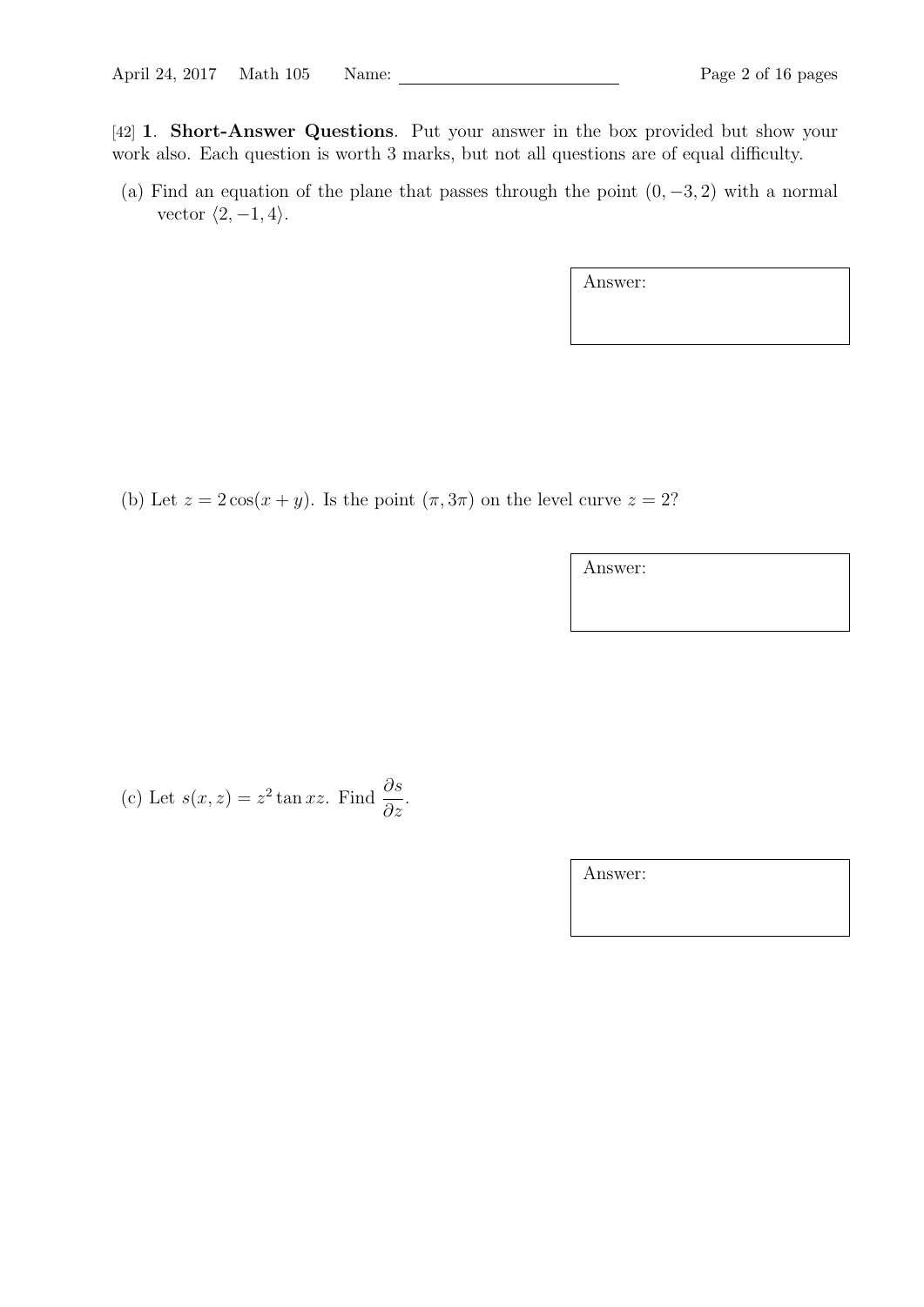[42] **1**. **Short-Answer Questions**. Put your answer in the box provided but show your work also. Each question is worth 3 marks, but not all questions are of equal difficulty.

(a) Find an equation of the plane that passes through the point $(0, -3, 2)$ with a normal vector $\langle 2, -1, 4 \rangle$.

Answer:

(b) Let $z = 2\cos(x + y)$. Is the point $(\pi, 3\pi)$ on the level curve $z = 2$?

Answer:

(c) Let $s(x, z) = z^2 \tan xz$. Find $\dfrac{\partial s}{\partial z}$.

Answer: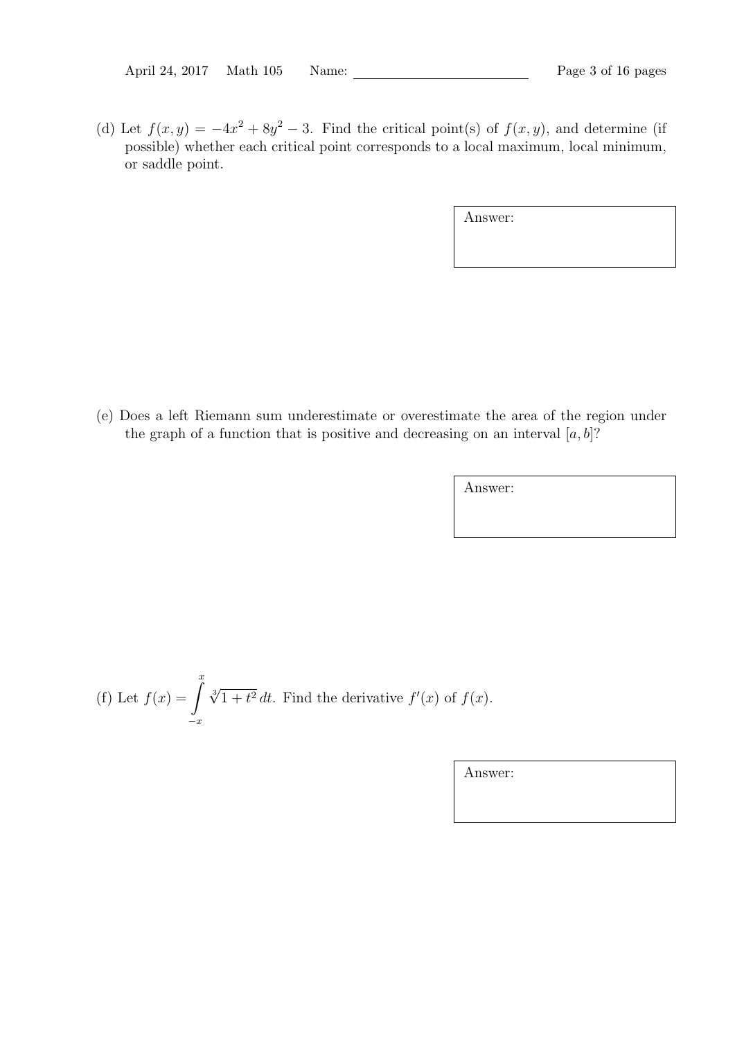(d) Let $f(x, y) = -4x^2 + 8y^2 - 3$. Find the critical point(s) of $f(x, y)$, and determine (if possible) whether each critical point corresponds to a local maximum, local minimum, or saddle point.

Answer:

(e) Does a left Riemann sum underestimate or overestimate the area of the region under the graph of a function that is positive and decreasing on an interval $[a, b]$?

Answer:

(f) Let $f(x) = \displaystyle\int_{-x}^{x} \sqrt[3]{1 + t^2}\, dt$. Find the derivative $f'(x)$ of $f(x)$.

Answer: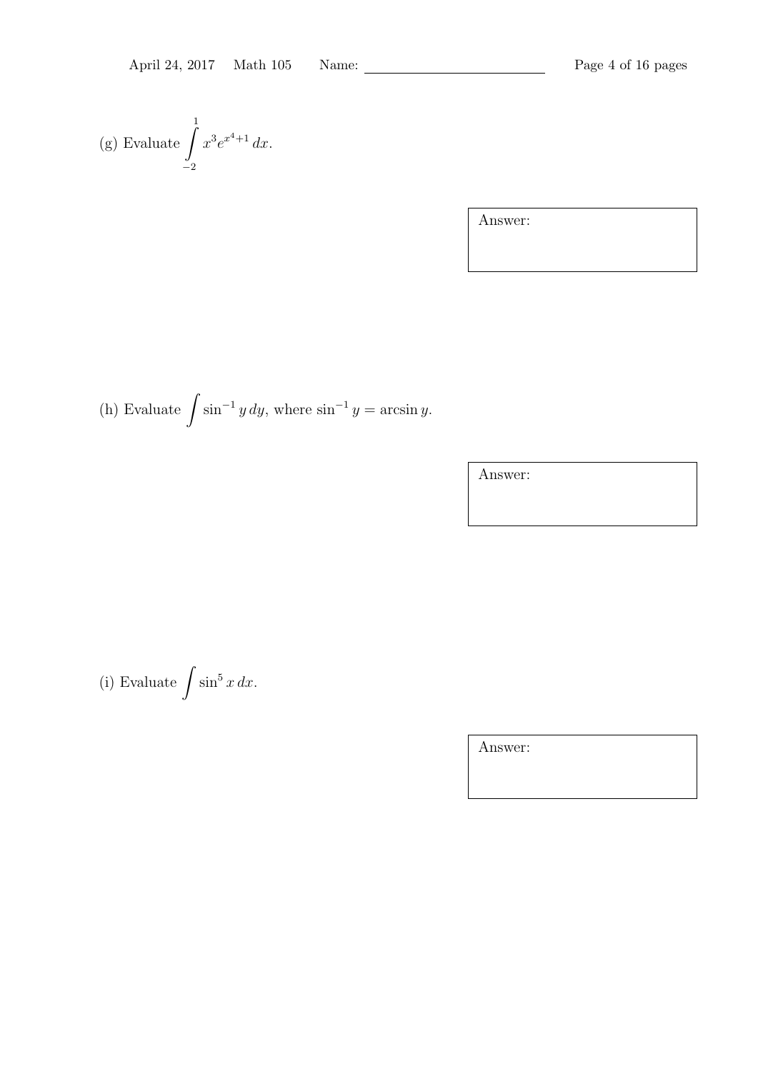(g) Evaluate $\displaystyle\int_{-2}^{1} x^3 e^{x^4+1}\,dx$.

Answer:

(h) Evaluate $\displaystyle\int \sin^{-1} y\,dy$, where $\sin^{-1} y = \arcsin y$.

Answer:

(i) Evaluate $\displaystyle\int \sin^5 x\,dx$.

Answer: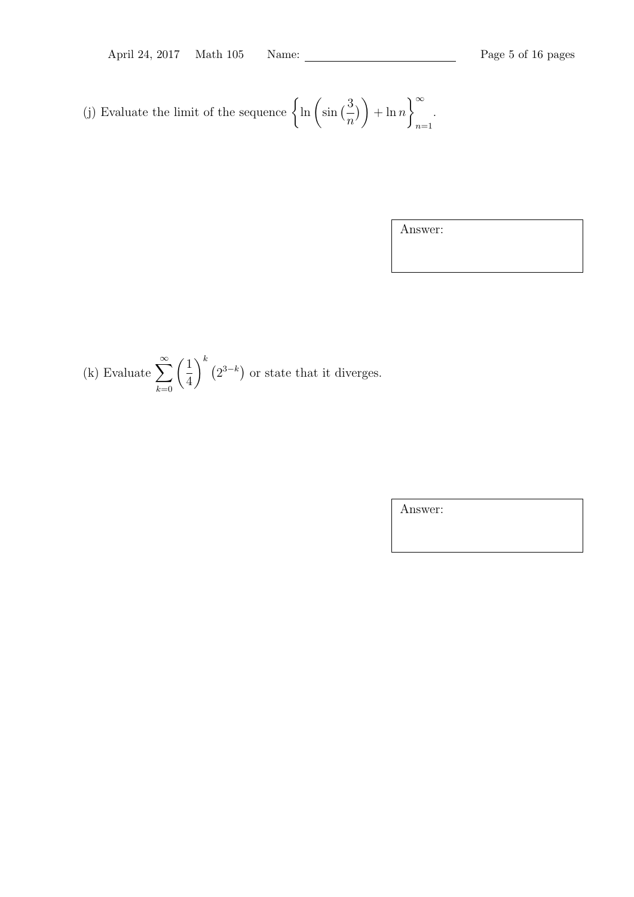(j) Evaluate the limit of the sequence $\left\{ \ln \left( \sin \left( \frac{3}{n} \right) \right) + \ln n \right\}_{n=1}^{\infty}$.

Answer:

(k) Evaluate $\displaystyle\sum_{k=0}^{\infty} \left( \frac{1}{4} \right)^k \left( 2^{3-k} \right)$ or state that it diverges.

Answer: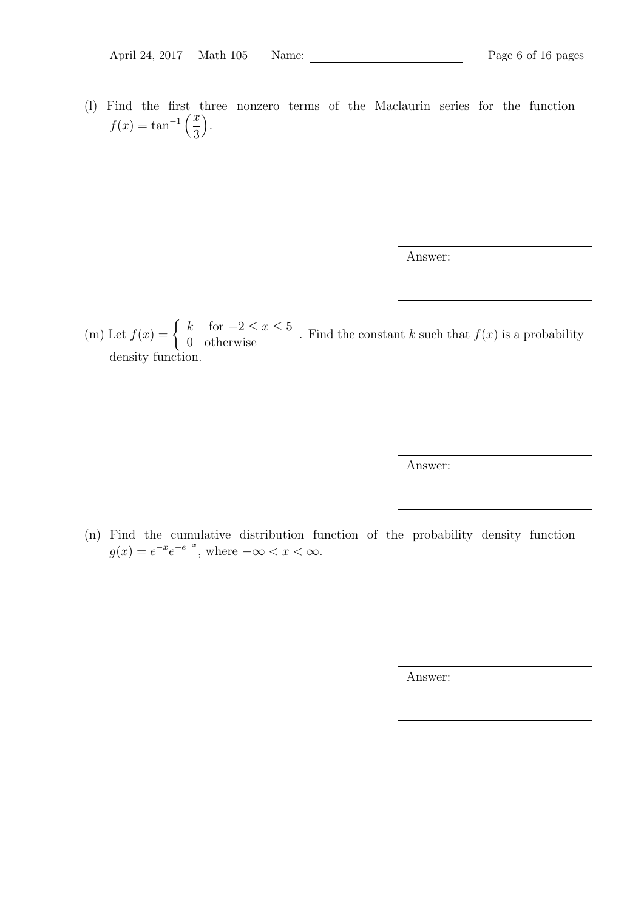(l) Find the first three nonzero terms of the Maclaurin series for the function $f(x) = \tan^{-1}\left(\frac{x}{3}\right)$.

Answer:

(m) Let $f(x) = \begin{cases} k & \text{for } -2 \le x \le 5 \\ 0 & \text{otherwise} \end{cases}$. Find the constant $k$ such that $f(x)$ is a probability density function.

Answer:

(n) Find the cumulative distribution function of the probability density function $g(x) = e^{-x}e^{-e^{-x}}$, where $-\infty < x < \infty$.

Answer: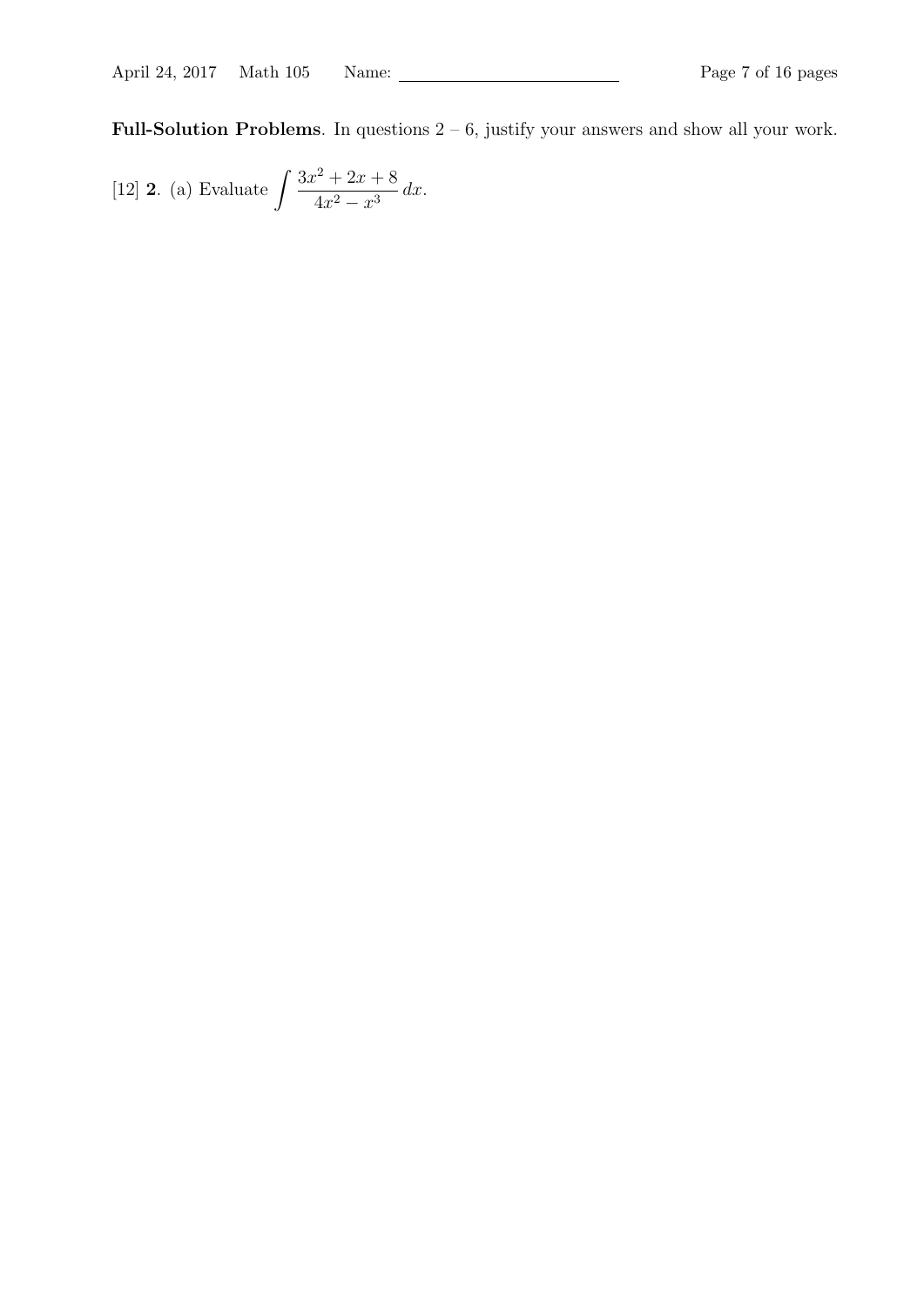**Full-Solution Problems**. In questions 2 – 6, justify your answers and show all your work.

[12] **2**. (a) Evaluate $\displaystyle\int \frac{3x^2 + 2x + 8}{4x^2 - x^3}\, dx$.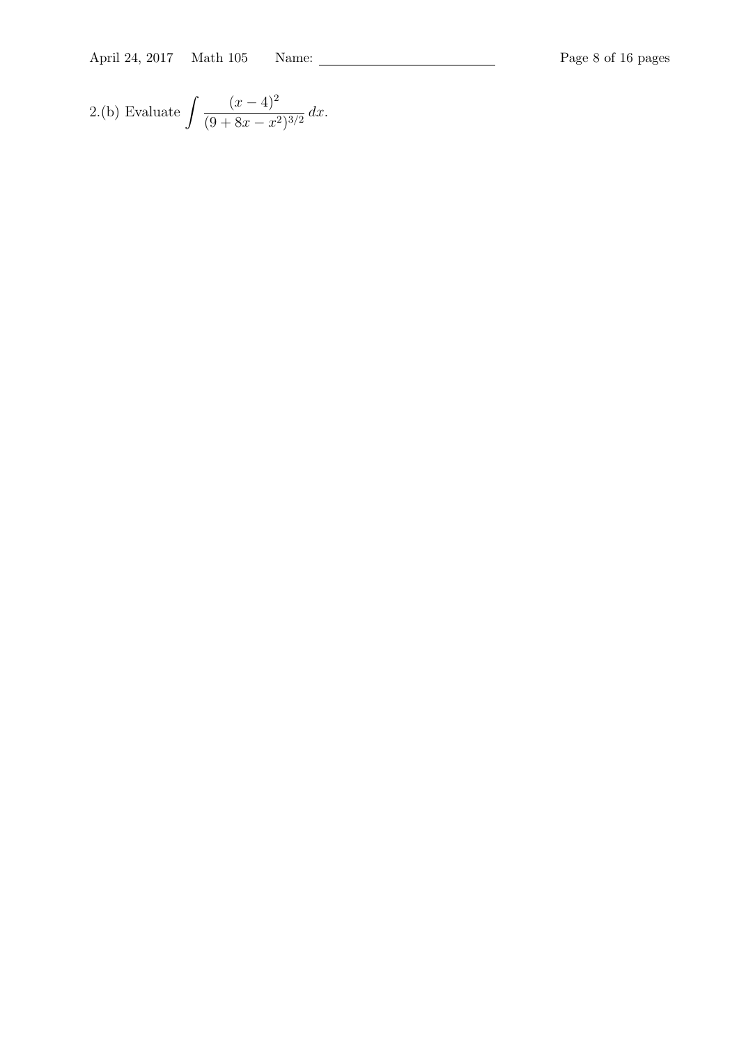2.(b) Evaluate $\int \frac{(x-4)^2}{(9+8x-x^2)^{3/2}}\,dx$.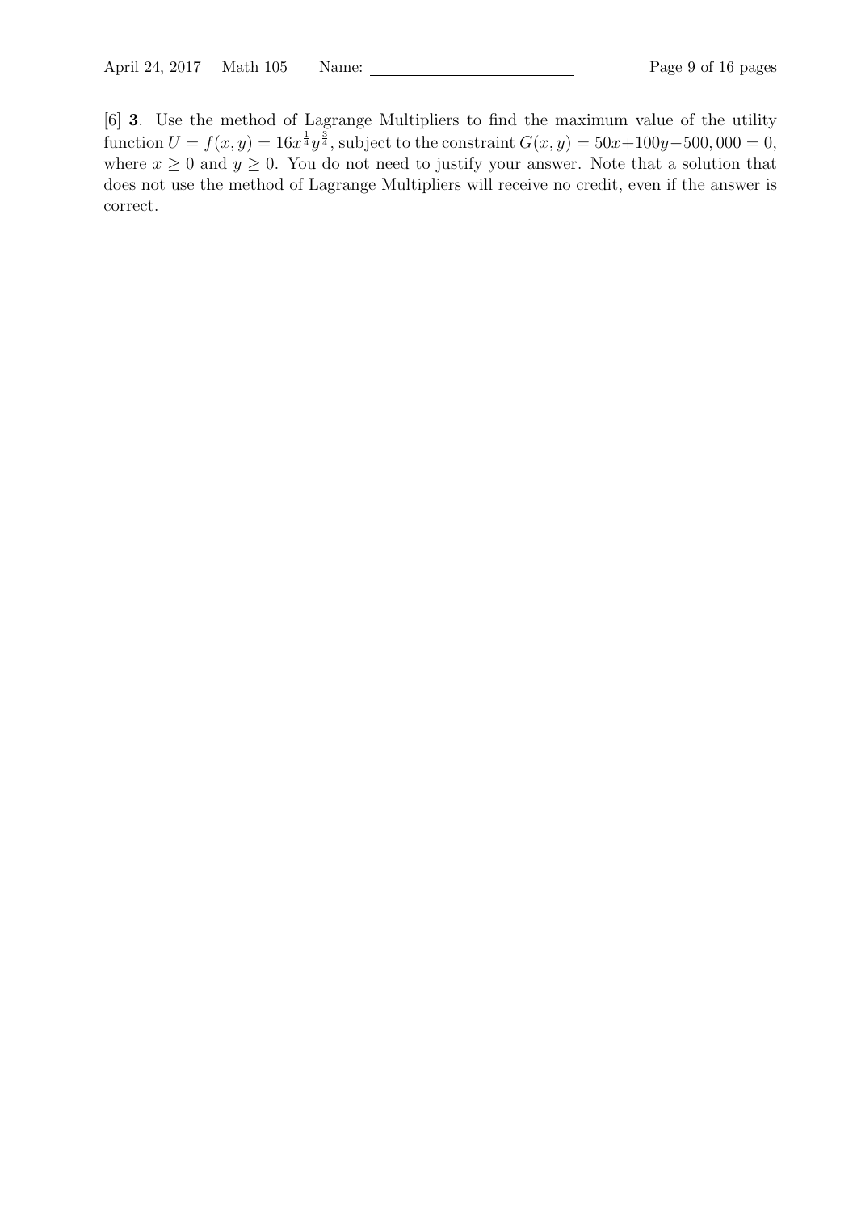[6] **3**. Use the method of Lagrange Multipliers to find the maximum value of the utility function $U = f(x, y) = 16x^{\frac{1}{4}}y^{\frac{3}{4}}$, subject to the constraint $G(x, y) = 50x + 100y - 500,000 = 0$, where $x \geq 0$ and $y \geq 0$. You do not need to justify your answer. Note that a solution that does not use the method of Lagrange Multipliers will receive no credit, even if the answer is correct.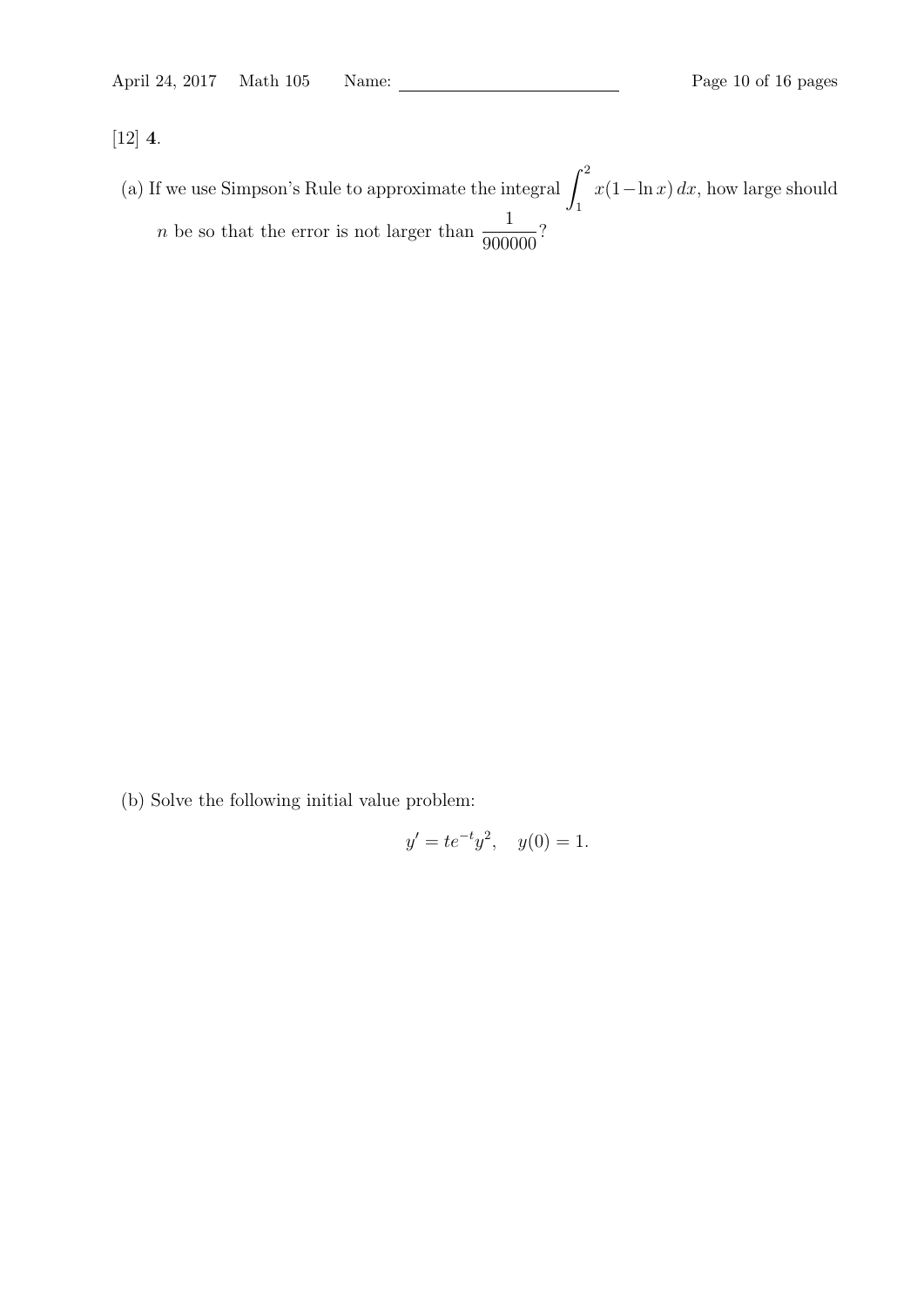[12] **4.**

(a) If we use Simpson's Rule to approximate the integral $\int_1^2 x(1-\ln x)\,dx$, how large should $n$ be so that the error is not larger than $\frac{1}{900000}$?

(b) Solve the following initial value problem:

$$y' = te^{-t}y^2, \quad y(0) = 1.$$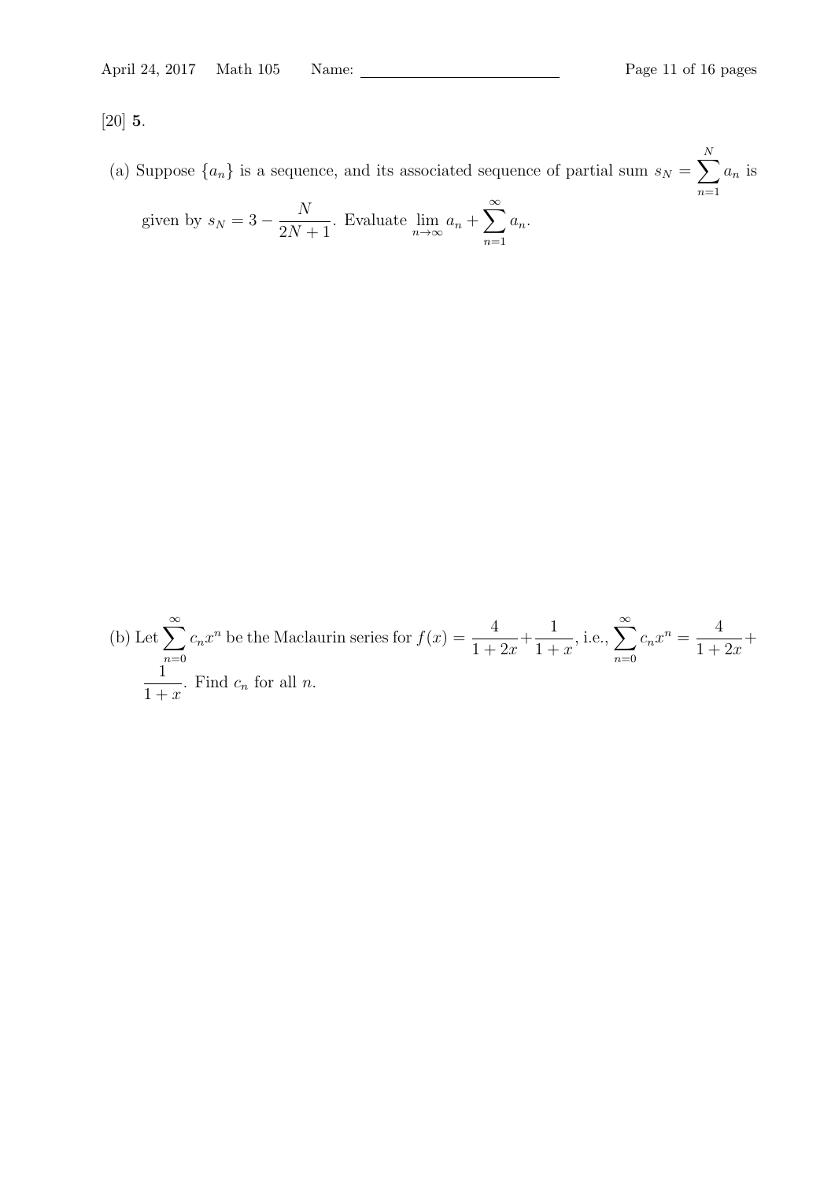[20] **5.**

(a) Suppose $\{a_n\}$ is a sequence, and its associated sequence of partial sum $s_N = \sum_{n=1}^{N} a_n$ is given by $s_N = 3 - \dfrac{N}{2N+1}$. Evaluate $\lim_{n\to\infty} a_n + \sum_{n=1}^{\infty} a_n$.

(b) Let $\sum_{n=0}^{\infty} c_n x^n$ be the Maclaurin series for $f(x) = \dfrac{4}{1+2x} + \dfrac{1}{1+x}$, i.e., $\sum_{n=0}^{\infty} c_n x^n = \dfrac{4}{1+2x} + \dfrac{1}{1+x}$. Find $c_n$ for all $n$.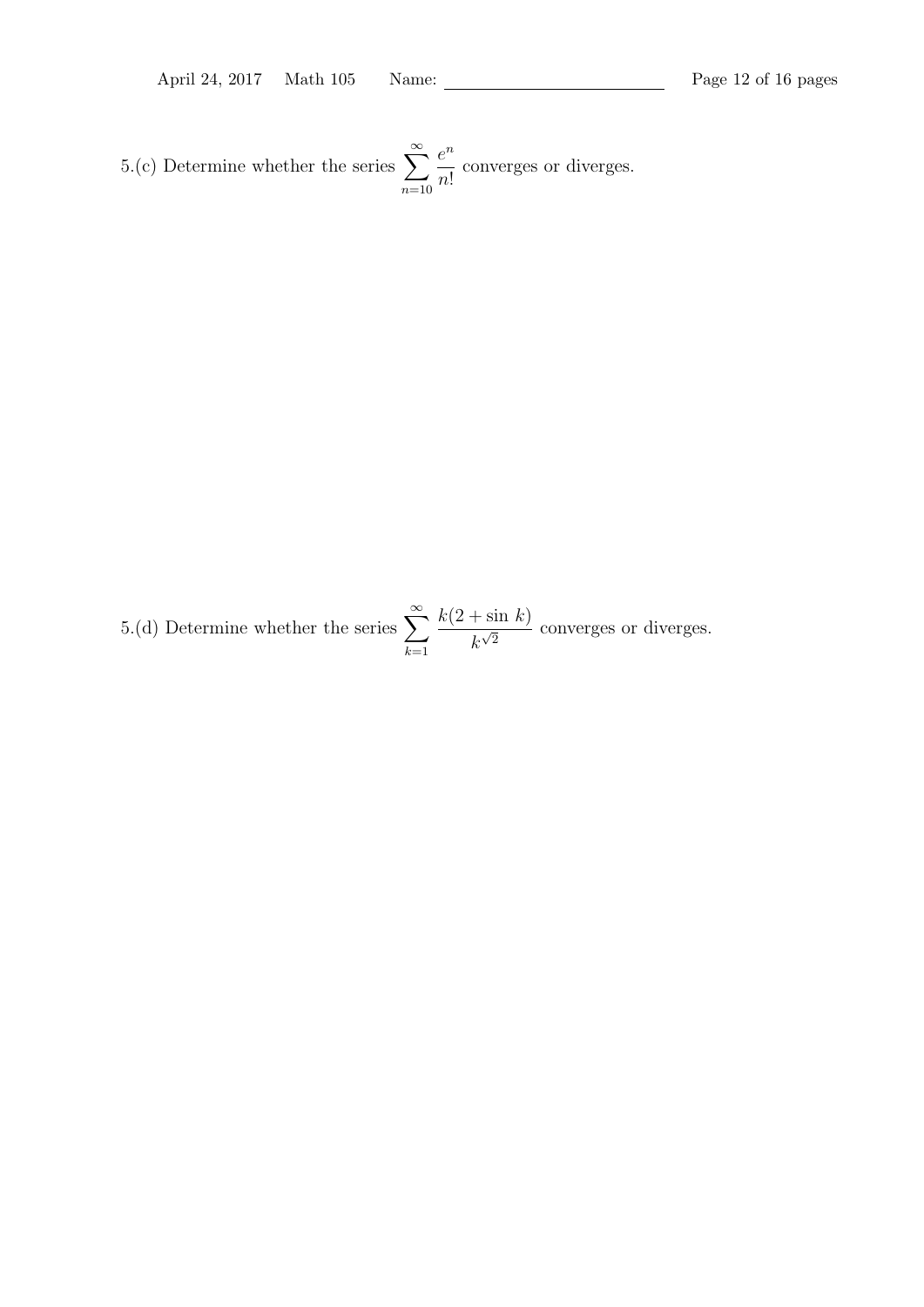5.(c) Determine whether the series $\displaystyle\sum_{n=10}^{\infty} \frac{e^n}{n!}$ converges or diverges.

5.(d) Determine whether the series $\displaystyle\sum_{k=1}^{\infty} \frac{k(2 + \sin\, k)}{k^{\sqrt{2}}}$ converges or diverges.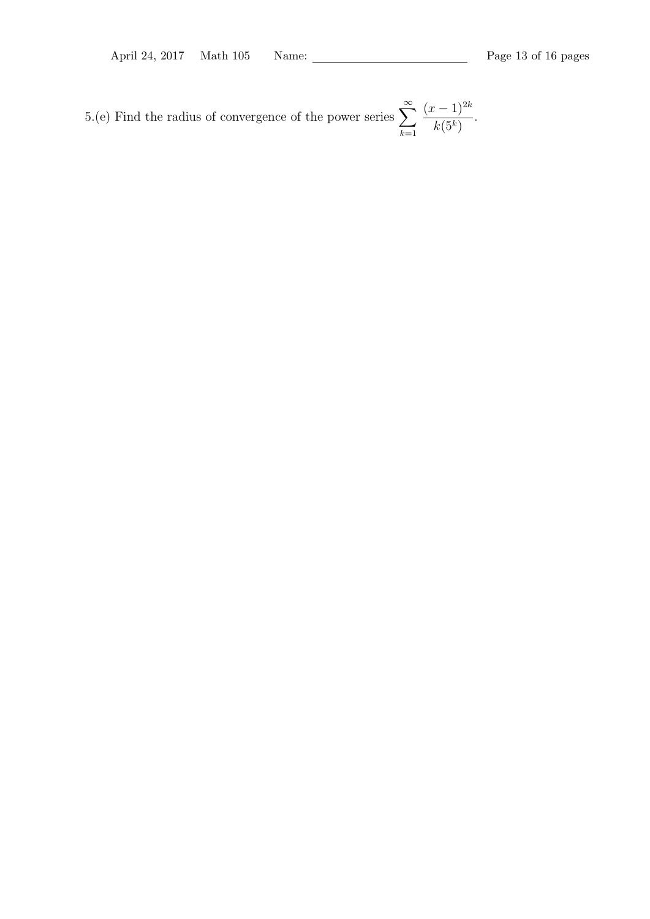5.(e) Find the radius of convergence of the power series $\sum_{k=1}^{\infty} \frac{(x-1)^{2k}}{k(5^k)}$.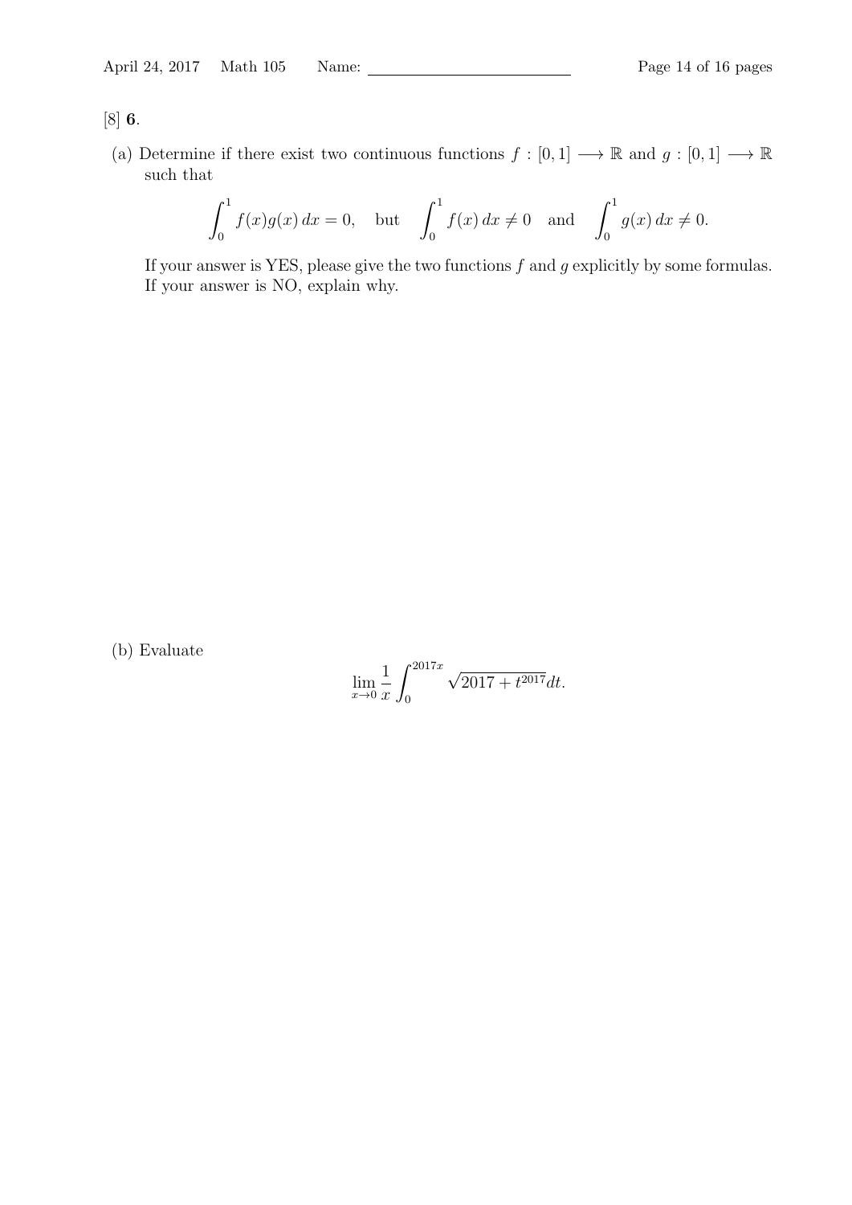[8] **6**.

(a) Determine if there exist two continuous functions $f : [0,1] \longrightarrow \mathbb{R}$ and $g : [0,1] \longrightarrow \mathbb{R}$ such that

$$\int_0^1 f(x)g(x)\,dx = 0, \quad \text{but} \quad \int_0^1 f(x)\,dx \neq 0 \quad \text{and} \quad \int_0^1 g(x)\,dx \neq 0.$$

If your answer is YES, please give the two functions $f$ and $g$ explicitly by some formulas. If your answer is NO, explain why.

(b) Evaluate

$$\lim_{x \to 0} \frac{1}{x} \int_0^{2017x} \sqrt{2017 + t^{2017}}\,dt.$$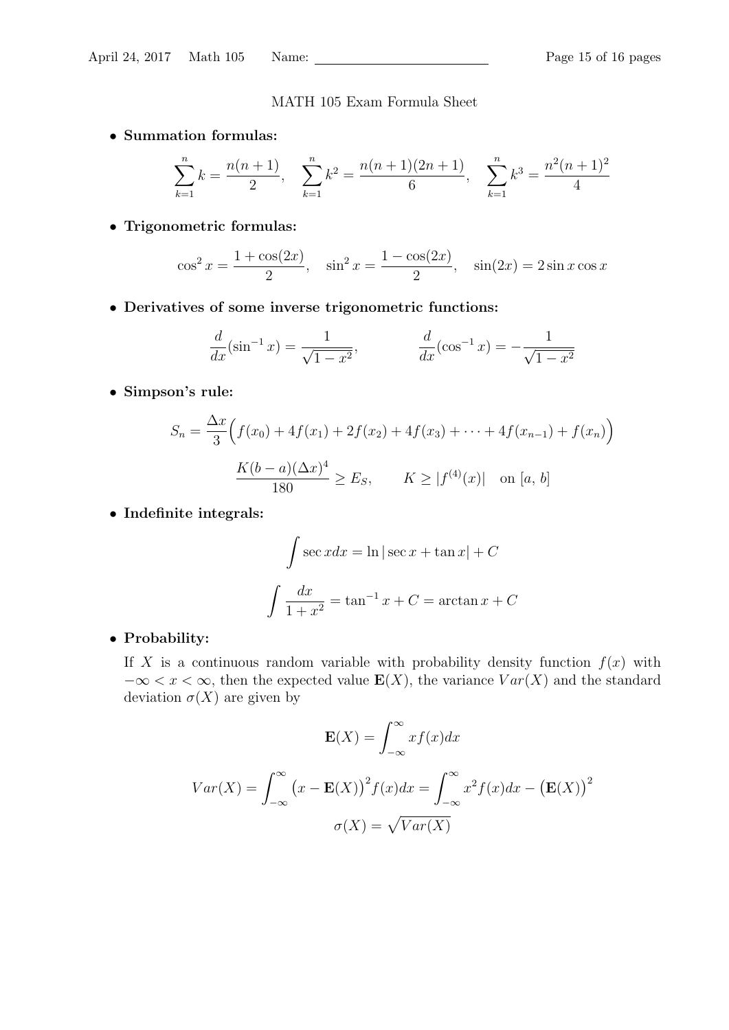# MATH 105 Exam Formula Sheet

- **Summation formulas:**

$$\sum_{k=1}^{n} k = \frac{n(n+1)}{2}, \quad \sum_{k=1}^{n} k^2 = \frac{n(n+1)(2n+1)}{6}, \quad \sum_{k=1}^{n} k^3 = \frac{n^2(n+1)^2}{4}$$

- **Trigonometric formulas:**

$$\cos^2 x = \frac{1+\cos(2x)}{2}, \quad \sin^2 x = \frac{1-\cos(2x)}{2}, \quad \sin(2x) = 2\sin x \cos x$$

- **Derivatives of some inverse trigonometric functions:**

$$\frac{d}{dx}(\sin^{-1} x) = \frac{1}{\sqrt{1-x^2}}, \qquad \frac{d}{dx}(\cos^{-1} x) = -\frac{1}{\sqrt{1-x^2}}$$

- **Simpson's rule:**

$$S_n = \frac{\Delta x}{3}\Big(f(x_0) + 4f(x_1) + 2f(x_2) + 4f(x_3) + \cdots + 4f(x_{n-1}) + f(x_n)\Big)$$

$$\frac{K(b-a)(\Delta x)^4}{180} \geq E_S, \qquad K \geq |f^{(4)}(x)| \quad \text{on } [a,\, b]$$

- **Indefinite integrals:**

$$\int \sec x dx = \ln|\sec x + \tan x| + C$$

$$\int \frac{dx}{1+x^2} = \tan^{-1} x + C = \arctan x + C$$

- **Probability:**

If $X$ is a continuous random variable with probability density function $f(x)$ with $-\infty < x < \infty$, then the expected value $\mathbf{E}(X)$, the variance $Var(X)$ and the standard deviation $\sigma(X)$ are given by

$$\mathbf{E}(X) = \int_{-\infty}^{\infty} x f(x) dx$$

$$Var(X) = \int_{-\infty}^{\infty} \big(x - \mathbf{E}(X)\big)^2 f(x) dx = \int_{-\infty}^{\infty} x^2 f(x) dx - \big(\mathbf{E}(X)\big)^2$$

$$\sigma(X) = \sqrt{Var(X)}$$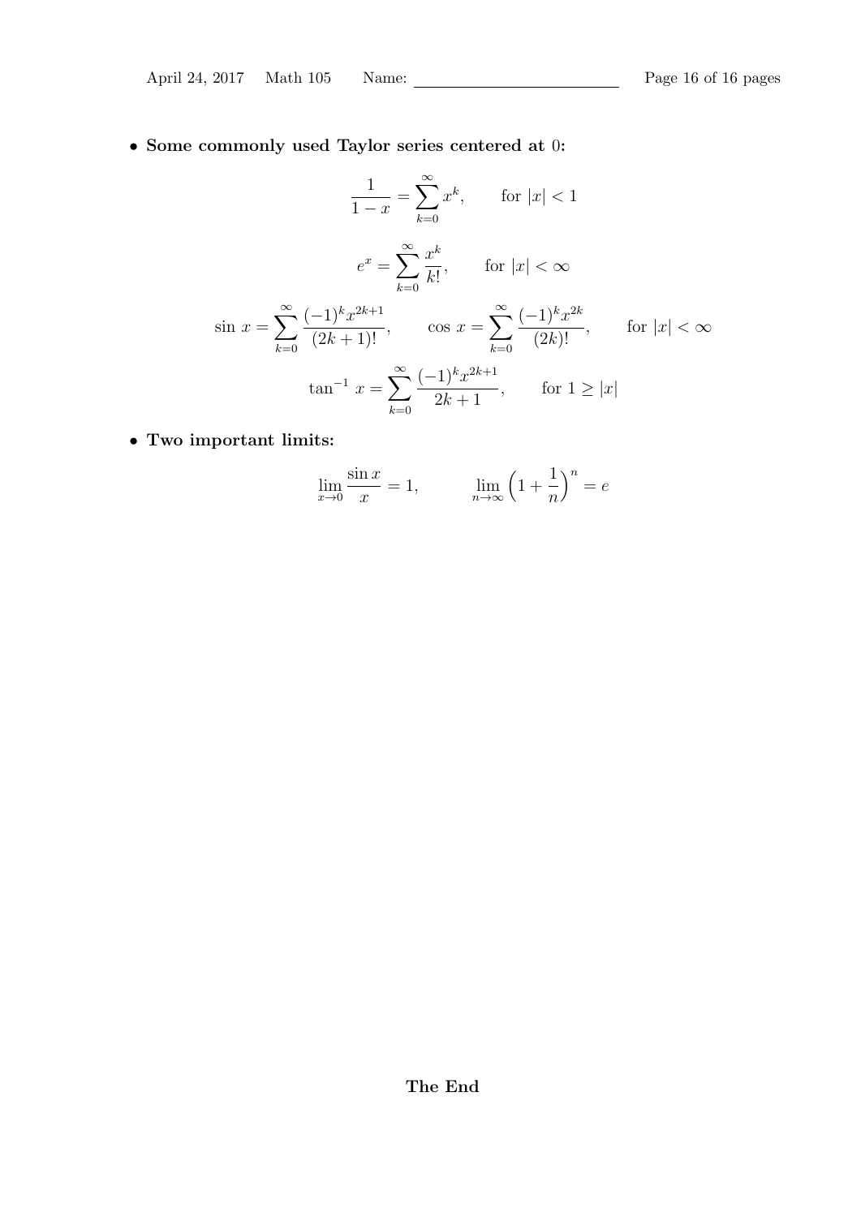- **Some commonly used Taylor series centered at 0:**

$$\frac{1}{1-x} = \sum_{k=0}^{\infty} x^k, \qquad \text{for } |x| < 1$$

$$e^x = \sum_{k=0}^{\infty} \frac{x^k}{k!}, \qquad \text{for } |x| < \infty$$

$$\sin\, x = \sum_{k=0}^{\infty} \frac{(-1)^k x^{2k+1}}{(2k+1)!}, \qquad \cos\, x = \sum_{k=0}^{\infty} \frac{(-1)^k x^{2k}}{(2k)!}, \qquad \text{for } |x| < \infty$$

$$\tan^{-1}\, x = \sum_{k=0}^{\infty} \frac{(-1)^k x^{2k+1}}{2k+1}, \qquad \text{for } 1 \geq |x|$$

- **Two important limits:**

$$\lim_{x \to 0} \frac{\sin x}{x} = 1, \qquad \lim_{n \to \infty} \left(1 + \frac{1}{n}\right)^n = e$$

**The End**